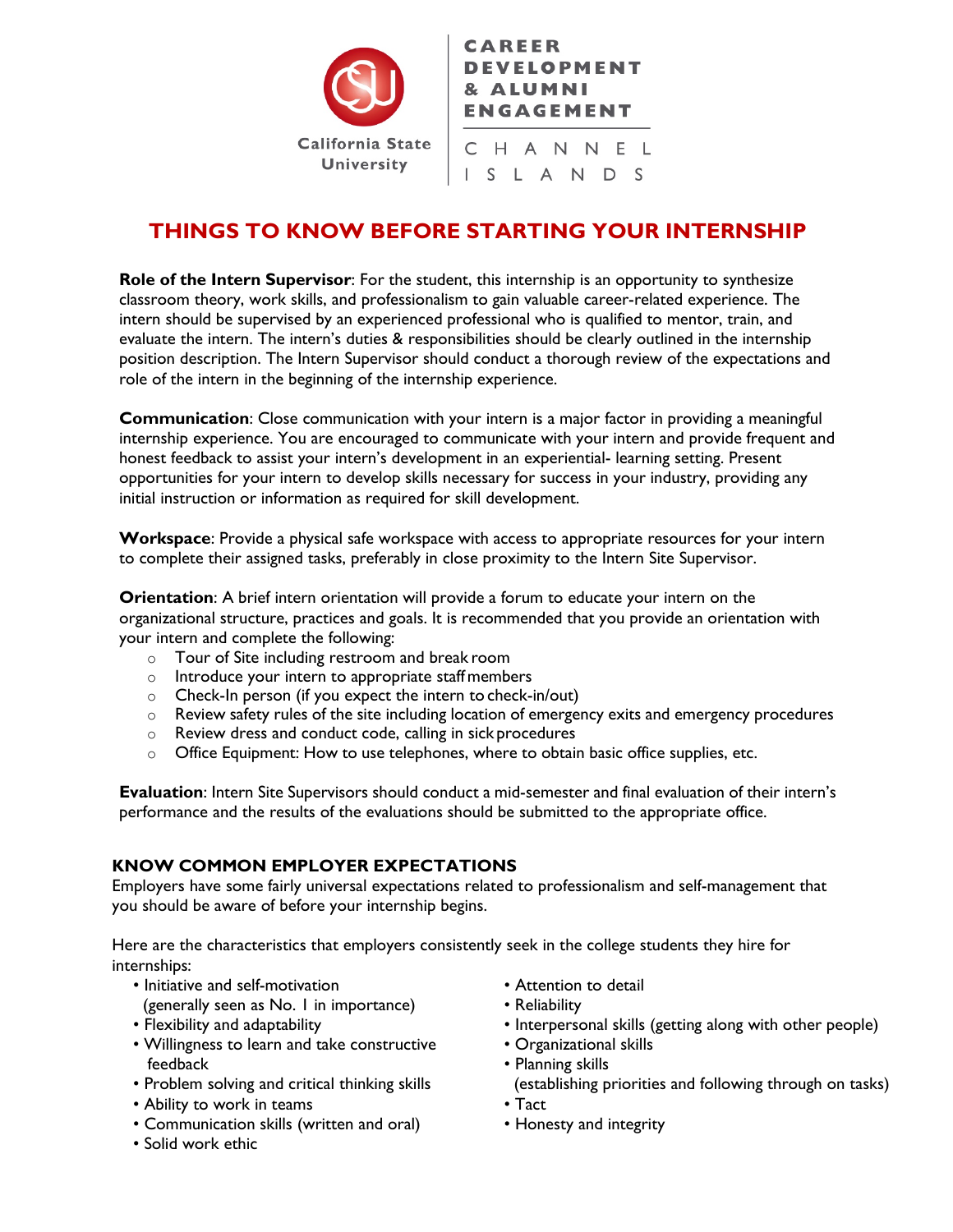California State University

CAREER DEVELOPMENT & ALUMNI ENGAGEMENT

CHANNEL ISLANDS

# THINGS TO KNOW BEFORE STARTING YOUR INTERNSHIP

**Role of the Intern Supervisor**: For the student, this internship is an opportunity to synthesize classroom theory, work skills, and professionalism to gain valuable career-related experience. The intern should be supervised by an experienced professional who is qualified to mentor, train, and evaluate the intern. The intern's duties & responsibilities should be clearly outlined in the internship position description. The Intern Supervisor should conduct a thorough review of the expectations and role of the intern in the beginning of the internship experience.

**Communication**: Close communication with your intern is a major factor in providing a meaningful internship experience. You are encouraged to communicate with your intern and provide frequent and honest feedback to assist your intern's development in an experiential- learning setting. Present opportunities for your intern to develop skills necessary for success in your industry, providing any initial instruction or information as required for skill development.

**Workspace**: Provide a physical safe workspace with access to appropriate resources for your intern to complete their assigned tasks, preferably in close proximity to the Intern Site Supervisor.

**Orientation**: A brief intern orientation will provide a forum to educate your intern on the organizational structure, practices and goals. It is recommended that you provide an orientation with your intern and complete the following:

- Tour of Site including restroom and break room
- Introduce your intern to appropriate staff members
- Check-In person (if you expect the intern to check-in/out)
- Review safety rules of the site including location of emergency exits and emergency procedures
- Review dress and conduct code, calling in sick procedures
- Office Equipment: How to use telephones, where to obtain basic office supplies, etc.

**Evaluation**: Intern Site Supervisors should conduct a mid-semester and final evaluation of their intern's performance and the results of the evaluations should be submitted to the appropriate office.

## KNOW COMMON EMPLOYER EXPECTATIONS

Employers have some fairly universal expectations related to professionalism and self-management that you should be aware of before your internship begins.

Here are the characteristics that employers consistently seek in the college students they hire for internships:

- Initiative and self-motivation (generally seen as No. 1 in importance)
- Flexibility and adaptability
- Willingness to learn and take constructive feedback
- Problem solving and critical thinking skills
- Ability to work in teams
- Communication skills (written and oral)
- Solid work ethic
- Attention to detail
- Reliability
- Interpersonal skills (getting along with other people)
- Organizational skills
- Planning skills (establishing priorities and following through on tasks)
- Tact
- Honesty and integrity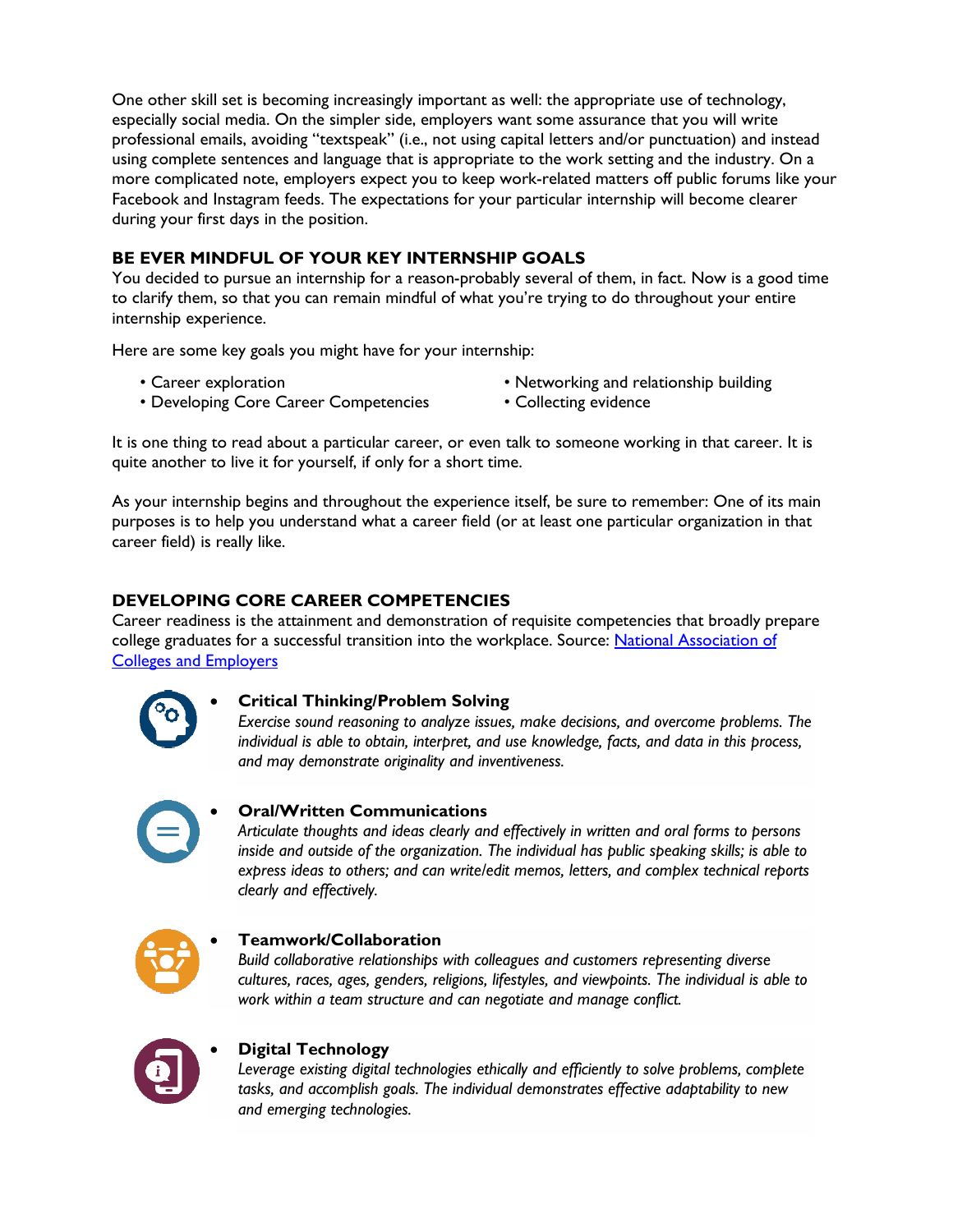One other skill set is becoming increasingly important as well: the appropriate use of technology, especially social media. On the simpler side, employers want some assurance that you will write professional emails, avoiding "textspeak" (i.e., not using capital letters and/or punctuation) and instead using complete sentences and language that is appropriate to the work setting and the industry. On a more complicated note, employers expect you to keep work-related matters off public forums like your Facebook and Instagram feeds. The expectations for your particular internship will become clearer during your first days in the position.

## BE EVER MINDFUL OF YOUR KEY INTERNSHIP GOALS

You decided to pursue an internship for a reason-probably several of them, in fact. Now is a good time to clarify them, so that you can remain mindful of what you're trying to do throughout your entire internship experience.

Here are some key goals you might have for your internship:

- Career exploration
- Developing Core Career Competencies
- Networking and relationship building
- Collecting evidence

It is one thing to read about a particular career, or even talk to someone working in that career. It is quite another to live it for yourself, if only for a short time.

As your internship begins and throughout the experience itself, be sure to remember: One of its main purposes is to help you understand what a career field (or at least one particular organization in that career field) is really like.

## DEVELOPING CORE CAREER COMPETENCIES

Career readiness is the attainment and demonstration of requisite competencies that broadly prepare college graduates for a successful transition into the workplace. Source: [National Association of Colleges and Employers]()

- **Critical Thinking/Problem Solving**
  *Exercise sound reasoning to analyze issues, make decisions, and overcome problems. The individual is able to obtain, interpret, and use knowledge, facts, and data in this process, and may demonstrate originality and inventiveness.*

- **Oral/Written Communications**
  *Articulate thoughts and ideas clearly and effectively in written and oral forms to persons inside and outside of the organization. The individual has public speaking skills; is able to express ideas to others; and can write/edit memos, letters, and complex technical reports clearly and effectively.*

- **Teamwork/Collaboration**
  *Build collaborative relationships with colleagues and customers representing diverse cultures, races, ages, genders, religions, lifestyles, and viewpoints. The individual is able to work within a team structure and can negotiate and manage conflict.*

- **Digital Technology**
  *Leverage existing digital technologies ethically and efficiently to solve problems, complete tasks, and accomplish goals. The individual demonstrates effective adaptability to new and emerging technologies.*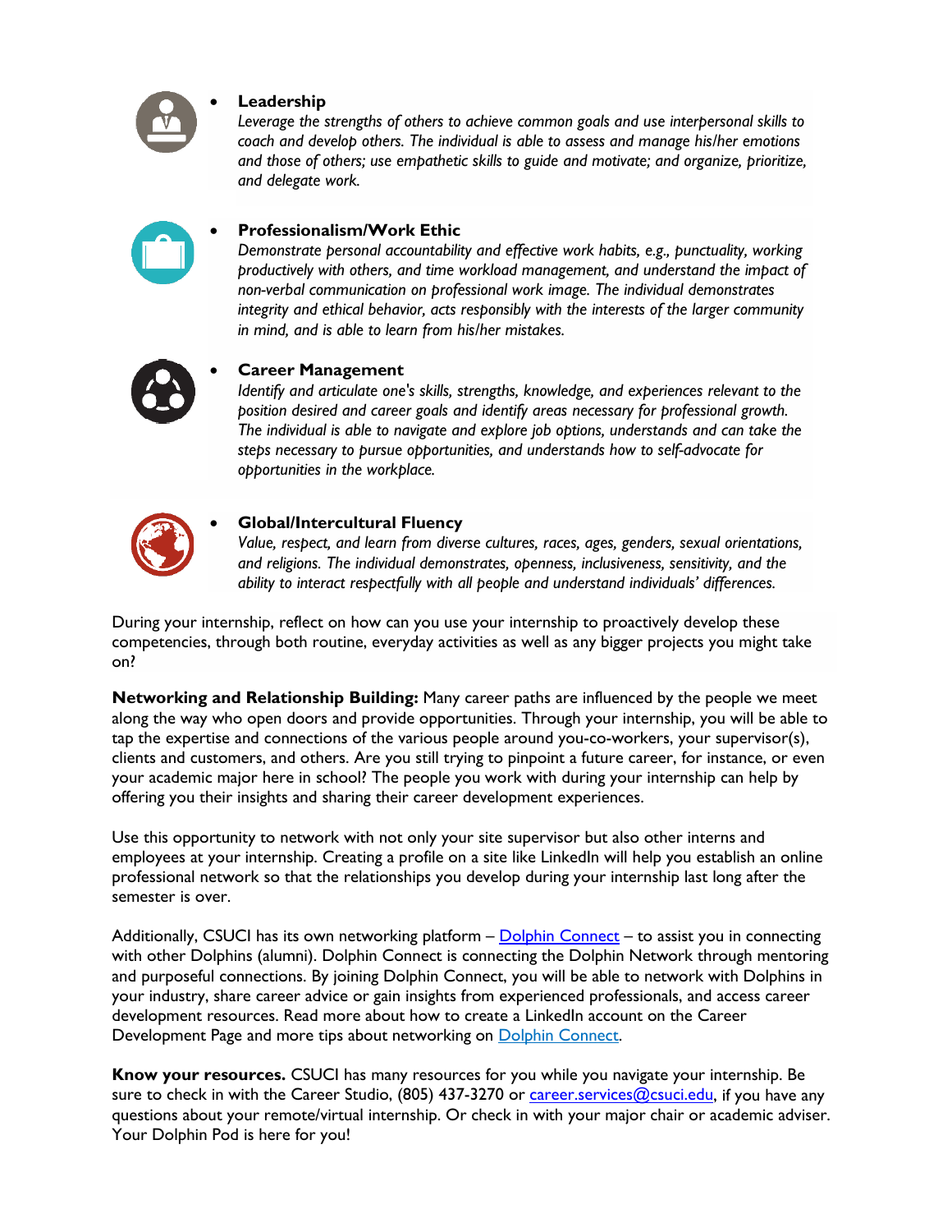- **Leadership**
  *Leverage the strengths of others to achieve common goals and use interpersonal skills to coach and develop others. The individual is able to assess and manage his/her emotions and those of others; use empathetic skills to guide and motivate; and organize, prioritize, and delegate work.*

- **Professionalism/Work Ethic**
  *Demonstrate personal accountability and effective work habits, e.g., punctuality, working productively with others, and time workload management, and understand the impact of non-verbal communication on professional work image. The individual demonstrates integrity and ethical behavior, acts responsibly with the interests of the larger community in mind, and is able to learn from his/her mistakes.*

- **Career Management**
  *Identify and articulate one's skills, strengths, knowledge, and experiences relevant to the position desired and career goals and identify areas necessary for professional growth. The individual is able to navigate and explore job options, understands and can take the steps necessary to pursue opportunities, and understands how to self-advocate for opportunities in the workplace.*

- **Global/Intercultural Fluency**
  *Value, respect, and learn from diverse cultures, races, ages, genders, sexual orientations, and religions. The individual demonstrates, openness, inclusiveness, sensitivity, and the ability to interact respectfully with all people and understand individuals' differences.*

During your internship, reflect on how can you use your internship to proactively develop these competencies, through both routine, everyday activities as well as any bigger projects you might take on?

**Networking and Relationship Building:** Many career paths are influenced by the people we meet along the way who open doors and provide opportunities. Through your internship, you will be able to tap the expertise and connections of the various people around you-co-workers, your supervisor(s), clients and customers, and others. Are you still trying to pinpoint a future career, for instance, or even your academic major here in school? The people you work with during your internship can help by offering you their insights and sharing their career development experiences.

Use this opportunity to network with not only your site supervisor but also other interns and employees at your internship. Creating a profile on a site like LinkedIn will help you establish an online professional network so that the relationships you develop during your internship last long after the semester is over.

Additionally, CSUCI has its own networking platform – Dolphin Connect – to assist you in connecting with other Dolphins (alumni). Dolphin Connect is connecting the Dolphin Network through mentoring and purposeful connections. By joining Dolphin Connect, you will be able to network with Dolphins in your industry, share career advice or gain insights from experienced professionals, and access career development resources. Read more about how to create a LinkedIn account on the Career Development Page and more tips about networking on Dolphin Connect.

**Know your resources.** CSUCI has many resources for you while you navigate your internship. Be sure to check in with the Career Studio, (805) 437-3270 or career.services@csuci.edu, if you have any questions about your remote/virtual internship. Or check in with your major chair or academic adviser. Your Dolphin Pod is here for you!